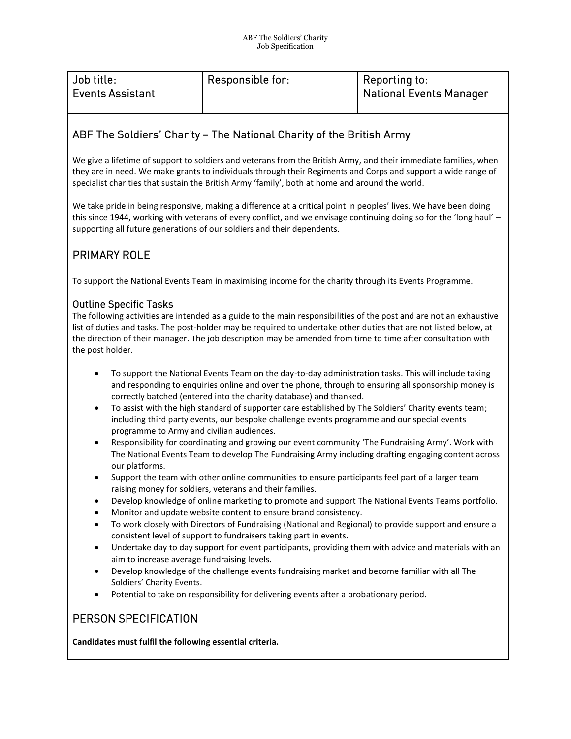| Job title: Events Assistant | Responsible for: | Reporting to: National Events Manager |
| --- | --- | --- |

## ABF The Soldiers' Charity – The National Charity of the British Army

We give a lifetime of support to soldiers and veterans from the British Army, and their immediate families, when they are in need. We make grants to individuals through their Regiments and Corps and support a wide range of specialist charities that sustain the British Army 'family', both at home and around the world.

We take pride in being responsive, making a difference at a critical point in peoples' lives. We have been doing this since 1944, working with veterans of every conflict, and we envisage continuing doing so for the 'long haul' – supporting all future generations of our soldiers and their dependents.

## PRIMARY ROLE

To support the National Events Team in maximising income for the charity through its Events Programme.

### Outline Specific Tasks

The following activities are intended as a guide to the main responsibilities of the post and are not an exhaustive list of duties and tasks. The post-holder may be required to undertake other duties that are not listed below, at the direction of their manager. The job description may be amended from time to time after consultation with the post holder.

- To support the National Events Team on the day-to-day administration tasks. This will include taking and responding to enquiries online and over the phone, through to ensuring all sponsorship money is correctly batched (entered into the charity database) and thanked.
- To assist with the high standard of supporter care established by The Soldiers' Charity events team; including third party events, our bespoke challenge events programme and our special events programme to Army and civilian audiences.
- Responsibility for coordinating and growing our event community 'The Fundraising Army'. Work with The National Events Team to develop The Fundraising Army including drafting engaging content across our platforms.
- Support the team with other online communities to ensure participants feel part of a larger team raising money for soldiers, veterans and their families.
- Develop knowledge of online marketing to promote and support The National Events Teams portfolio.
- Monitor and update website content to ensure brand consistency.
- To work closely with Directors of Fundraising (National and Regional) to provide support and ensure a consistent level of support to fundraisers taking part in events.
- Undertake day to day support for event participants, providing them with advice and materials with an aim to increase average fundraising levels.
- Develop knowledge of the challenge events fundraising market and become familiar with all The Soldiers' Charity Events.
- Potential to take on responsibility for delivering events after a probationary period.

## PERSON SPECIFICATION

**Candidates must fulfil the following essential criteria.**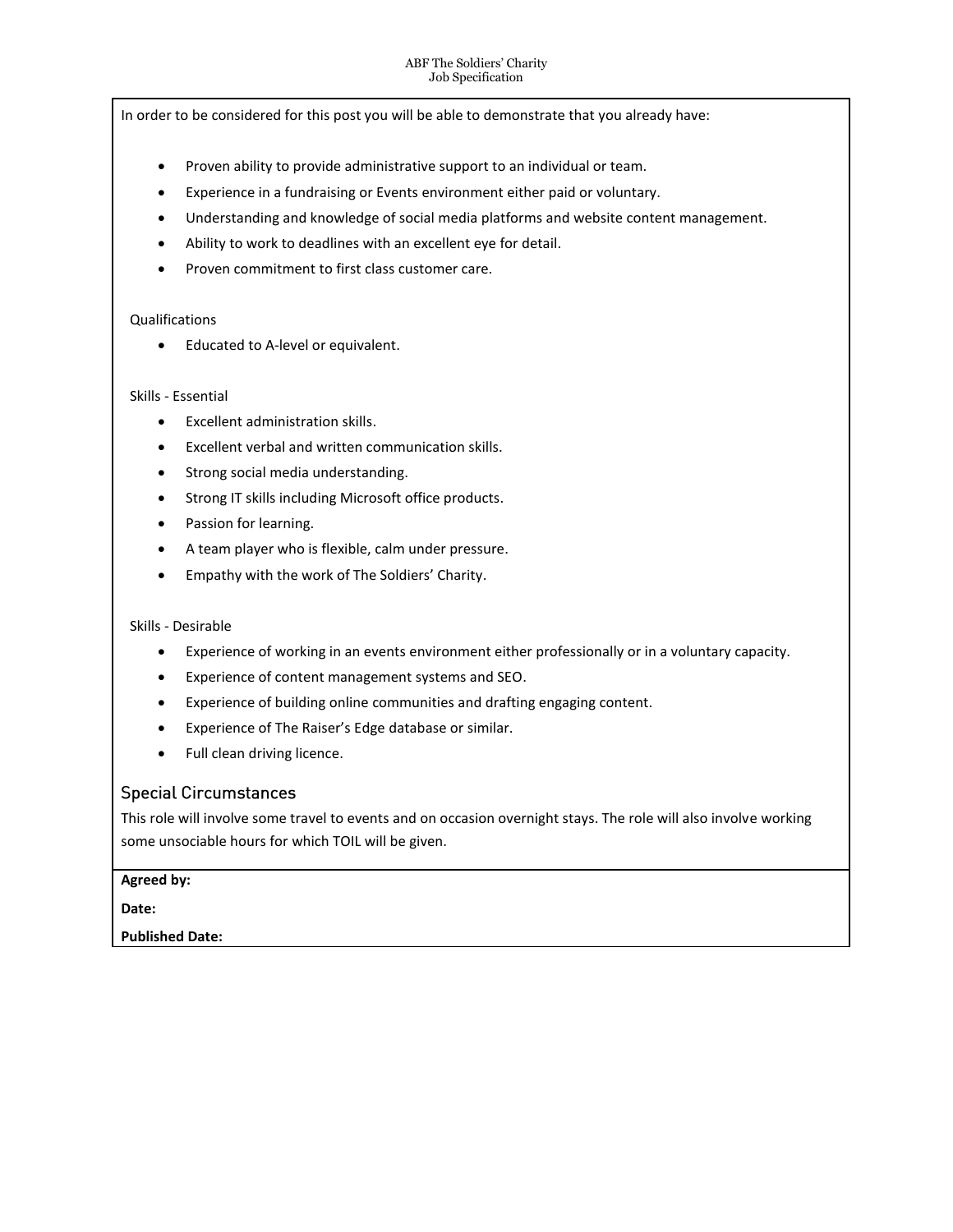In order to be considered for this post you will be able to demonstrate that you already have:

- Proven ability to provide administrative support to an individual or team.
- Experience in a fundraising or Events environment either paid or voluntary.
- Understanding and knowledge of social media platforms and website content management.
- Ability to work to deadlines with an excellent eye for detail.
- Proven commitment to first class customer care.

Qualifications

- Educated to A-level or equivalent.

Skills - Essential

- Excellent administration skills.
- Excellent verbal and written communication skills.
- Strong social media understanding.
- Strong IT skills including Microsoft office products.
- Passion for learning.
- A team player who is flexible, calm under pressure.
- Empathy with the work of The Soldiers' Charity.

Skills - Desirable

- Experience of working in an events environment either professionally or in a voluntary capacity.
- Experience of content management systems and SEO.
- Experience of building online communities and drafting engaging content.
- Experience of The Raiser's Edge database or similar.
- Full clean driving licence.

## Special Circumstances

This role will involve some travel to events and on occasion overnight stays. The role will also involve working some unsociable hours for which TOIL will be given.

**Agreed by:**

**Date:**

**Published Date:**